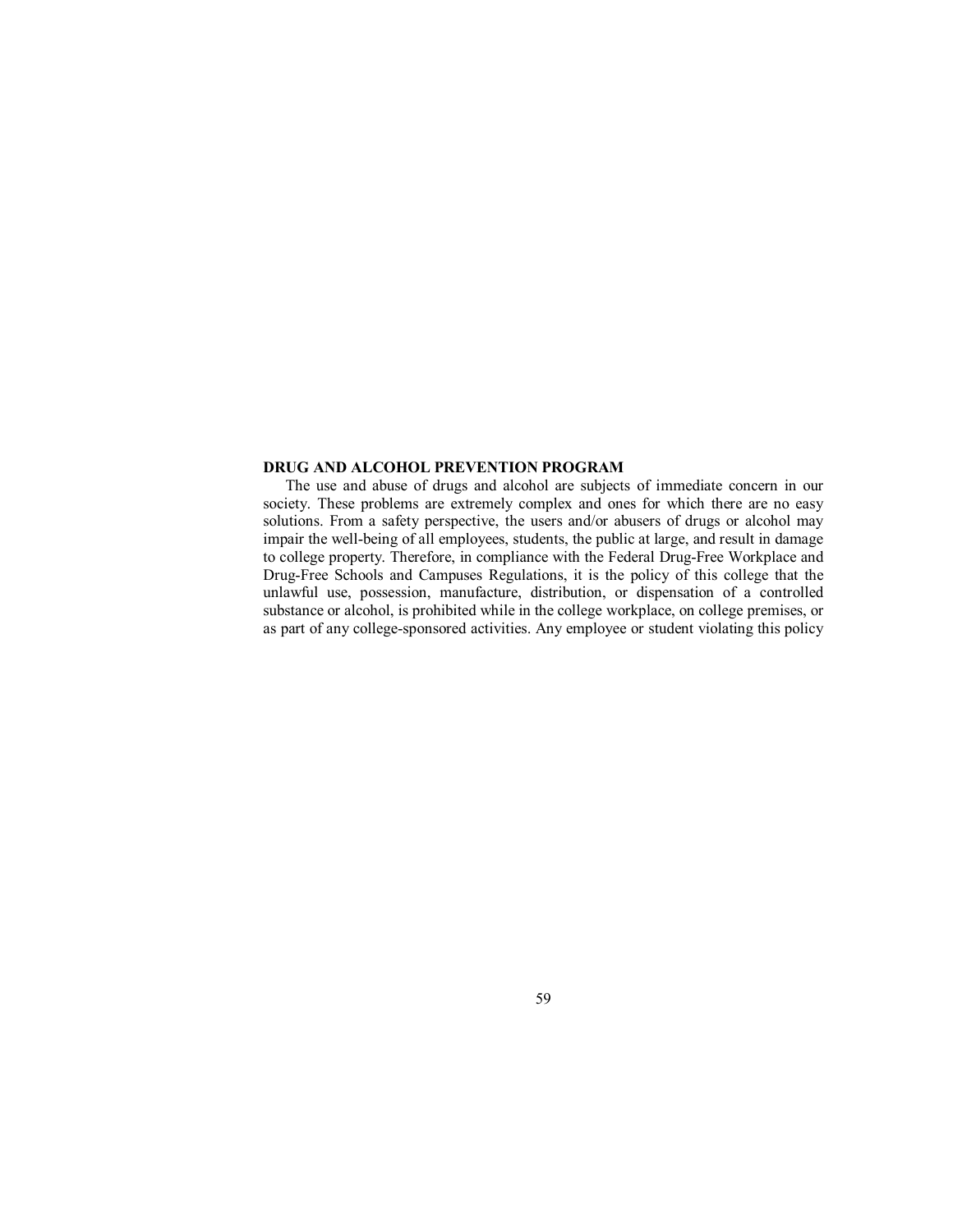## DRUG AND ALCOHOL PREVENTION PROGRAM

The use and abuse of drugs and alcohol are subjects of immediate concern in our society. These problems are extremely complex and ones for which there are no easy solutions. From a safety perspective, the users and/or abusers of drugs or alcohol may impair the well-being of all employees, students, the public at large, and result in damage to college property. Therefore, in compliance with the Federal Drug-Free Workplace and Drug-Free Schools and Campuses Regulations, it is the policy of this college that the unlawful use, possession, manufacture, distribution, or dispensation of a controlled substance or alcohol, is prohibited while in the college workplace, on college premises, or as part of any college-sponsored activities. Any employee or student violating this policy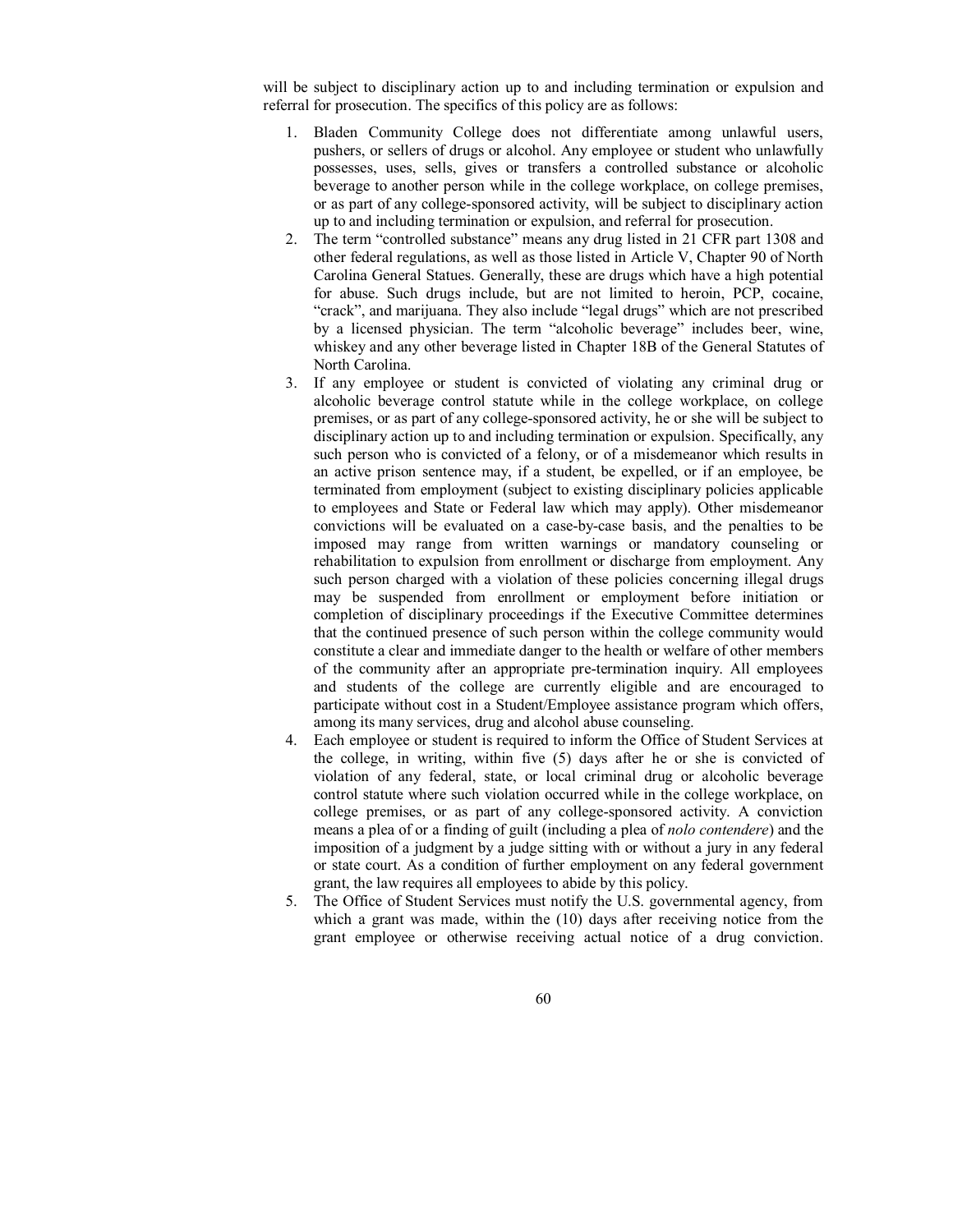will be subject to disciplinary action up to and including termination or expulsion and referral for prosecution. The specifics of this policy are as follows:

1. Bladen Community College does not differentiate among unlawful users, pushers, or sellers of drugs or alcohol. Any employee or student who unlawfully possesses, uses, sells, gives or transfers a controlled substance or alcoholic beverage to another person while in the college workplace, on college premises, or as part of any college-sponsored activity, will be subject to disciplinary action up to and including termination or expulsion, and referral for prosecution.
2. The term "controlled substance" means any drug listed in 21 CFR part 1308 and other federal regulations, as well as those listed in Article V, Chapter 90 of North Carolina General Statues. Generally, these are drugs which have a high potential for abuse. Such drugs include, but are not limited to heroin, PCP, cocaine, "crack", and marijuana. They also include "legal drugs" which are not prescribed by a licensed physician. The term "alcoholic beverage" includes beer, wine, whiskey and any other beverage listed in Chapter 18B of the General Statutes of North Carolina.
3. If any employee or student is convicted of violating any criminal drug or alcoholic beverage control statute while in the college workplace, on college premises, or as part of any college-sponsored activity, he or she will be subject to disciplinary action up to and including termination or expulsion. Specifically, any such person who is convicted of a felony, or of a misdemeanor which results in an active prison sentence may, if a student, be expelled, or if an employee, be terminated from employment (subject to existing disciplinary policies applicable to employees and State or Federal law which may apply). Other misdemeanor convictions will be evaluated on a case-by-case basis, and the penalties to be imposed may range from written warnings or mandatory counseling or rehabilitation to expulsion from enrollment or discharge from employment. Any such person charged with a violation of these policies concerning illegal drugs may be suspended from enrollment or employment before initiation or completion of disciplinary proceedings if the Executive Committee determines that the continued presence of such person within the college community would constitute a clear and immediate danger to the health or welfare of other members of the community after an appropriate pre-termination inquiry. All employees and students of the college are currently eligible and are encouraged to participate without cost in a Student/Employee assistance program which offers, among its many services, drug and alcohol abuse counseling.
4. Each employee or student is required to inform the Office of Student Services at the college, in writing, within five (5) days after he or she is convicted of violation of any federal, state, or local criminal drug or alcoholic beverage control statute where such violation occurred while in the college workplace, on college premises, or as part of any college-sponsored activity. A conviction means a plea of or a finding of guilt (including a plea of *nolo contendere*) and the imposition of a judgment by a judge sitting with or without a jury in any federal or state court. As a condition of further employment on any federal government grant, the law requires all employees to abide by this policy.
5. The Office of Student Services must notify the U.S. governmental agency, from which a grant was made, within the (10) days after receiving notice from the grant employee or otherwise receiving actual notice of a drug conviction.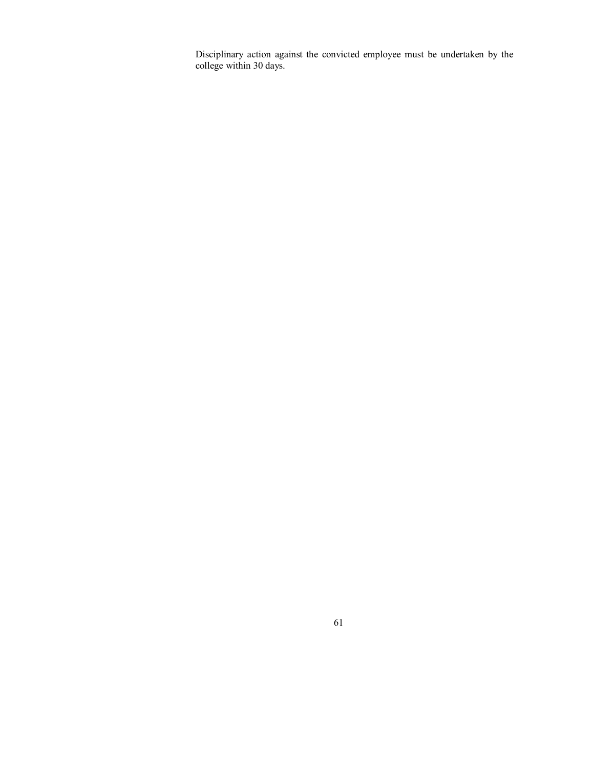Disciplinary action against the convicted employee must be undertaken by the college within 30 days.